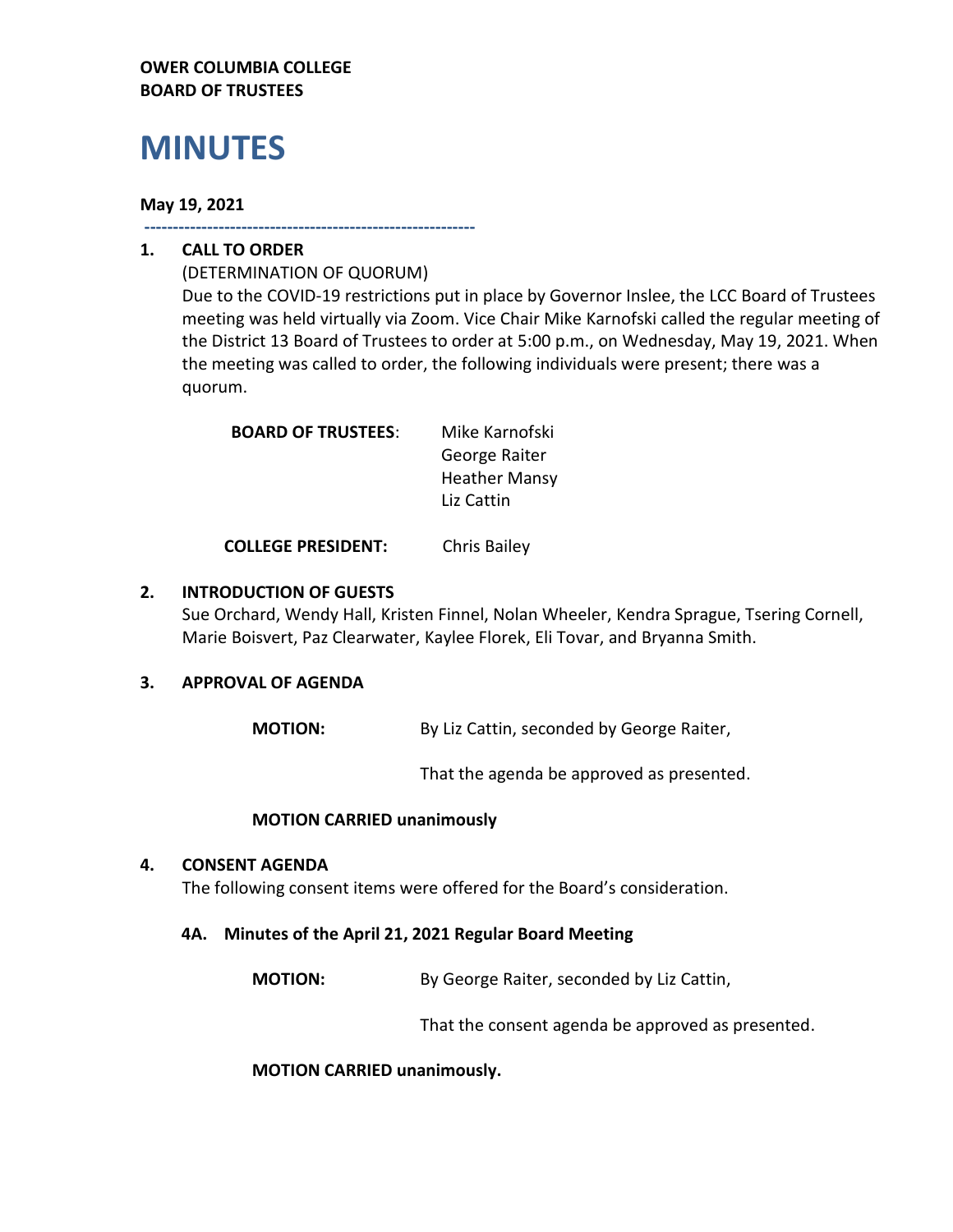**OWER COLUMBIA COLLEGE**
**BOARD OF TRUSTEES**

# MINUTES

**May 19, 2021**

---

## 1. CALL TO ORDER

(DETERMINATION OF QUORUM)

Due to the COVID-19 restrictions put in place by Governor Inslee, the LCC Board of Trustees meeting was held virtually via Zoom. Vice Chair Mike Karnofski called the regular meeting of the District 13 Board of Trustees to order at 5:00 p.m., on Wednesday, May 19, 2021. When the meeting was called to order, the following individuals were present; there was a quorum.

**BOARD OF TRUSTEES**: Mike Karnofski
George Raiter
Heather Mansy
Liz Cattin

**COLLEGE PRESIDENT:** Chris Bailey

## 2. INTRODUCTION OF GUESTS

Sue Orchard, Wendy Hall, Kristen Finnel, Nolan Wheeler, Kendra Sprague, Tsering Cornell, Marie Boisvert, Paz Clearwater, Kaylee Florek, Eli Tovar, and Bryanna Smith.

## 3. APPROVAL OF AGENDA

**MOTION:** By Liz Cattin, seconded by George Raiter,

That the agenda be approved as presented.

**MOTION CARRIED unanimously**

## 4. CONSENT AGENDA

The following consent items were offered for the Board's consideration.

### 4A. Minutes of the April 21, 2021 Regular Board Meeting

**MOTION:** By George Raiter, seconded by Liz Cattin,

That the consent agenda be approved as presented.

**MOTION CARRIED unanimously.**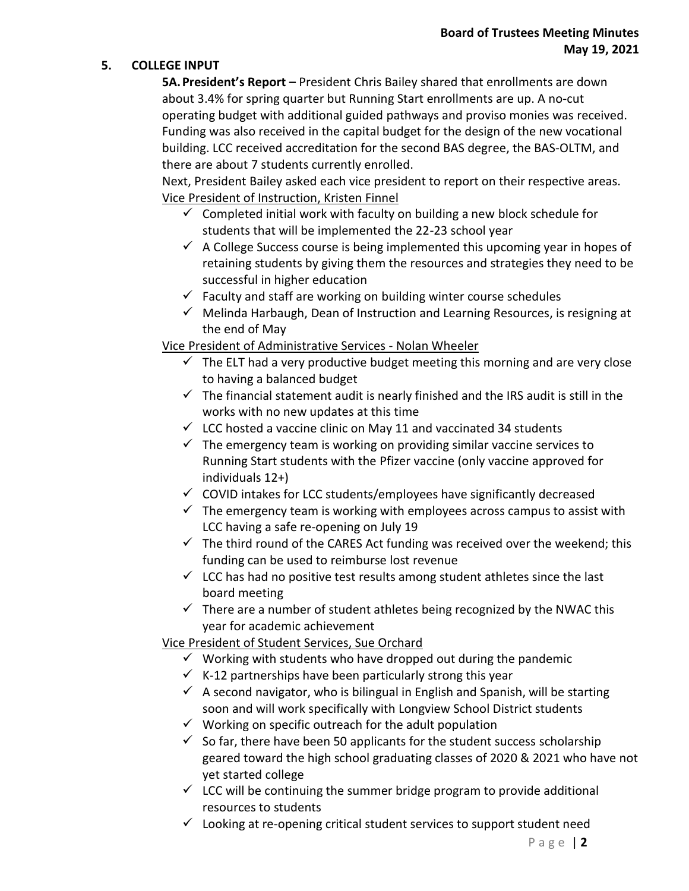## 5. COLLEGE INPUT

**5A. President's Report –** President Chris Bailey shared that enrollments are down about 3.4% for spring quarter but Running Start enrollments are up. A no-cut operating budget with additional guided pathways and proviso monies was received. Funding was also received in the capital budget for the design of the new vocational building. LCC received accreditation for the second BAS degree, the BAS-OLTM, and there are about 7 students currently enrolled.

Next, President Bailey asked each vice president to report on their respective areas.

<u>Vice President of Instruction, Kristen Finnel</u>

- ✓ Completed initial work with faculty on building a new block schedule for students that will be implemented the 22-23 school year
- ✓ A College Success course is being implemented this upcoming year in hopes of retaining students by giving them the resources and strategies they need to be successful in higher education
- ✓ Faculty and staff are working on building winter course schedules
- ✓ Melinda Harbaugh, Dean of Instruction and Learning Resources, is resigning at the end of May

<u>Vice President of Administrative Services - Nolan Wheeler</u>

- ✓ The ELT had a very productive budget meeting this morning and are very close to having a balanced budget
- ✓ The financial statement audit is nearly finished and the IRS audit is still in the works with no new updates at this time
- ✓ LCC hosted a vaccine clinic on May 11 and vaccinated 34 students
- ✓ The emergency team is working on providing similar vaccine services to Running Start students with the Pfizer vaccine (only vaccine approved for individuals 12+)
- ✓ COVID intakes for LCC students/employees have significantly decreased
- ✓ The emergency team is working with employees across campus to assist with LCC having a safe re-opening on July 19
- ✓ The third round of the CARES Act funding was received over the weekend; this funding can be used to reimburse lost revenue
- ✓ LCC has had no positive test results among student athletes since the last board meeting
- ✓ There are a number of student athletes being recognized by the NWAC this year for academic achievement

<u>Vice President of Student Services, Sue Orchard</u>

- ✓ Working with students who have dropped out during the pandemic
- ✓ K-12 partnerships have been particularly strong this year
- ✓ A second navigator, who is bilingual in English and Spanish, will be starting soon and will work specifically with Longview School District students
- ✓ Working on specific outreach for the adult population
- ✓ So far, there have been 50 applicants for the student success scholarship geared toward the high school graduating classes of 2020 & 2021 who have not yet started college
- ✓ LCC will be continuing the summer bridge program to provide additional resources to students
- ✓ Looking at re-opening critical student services to support student need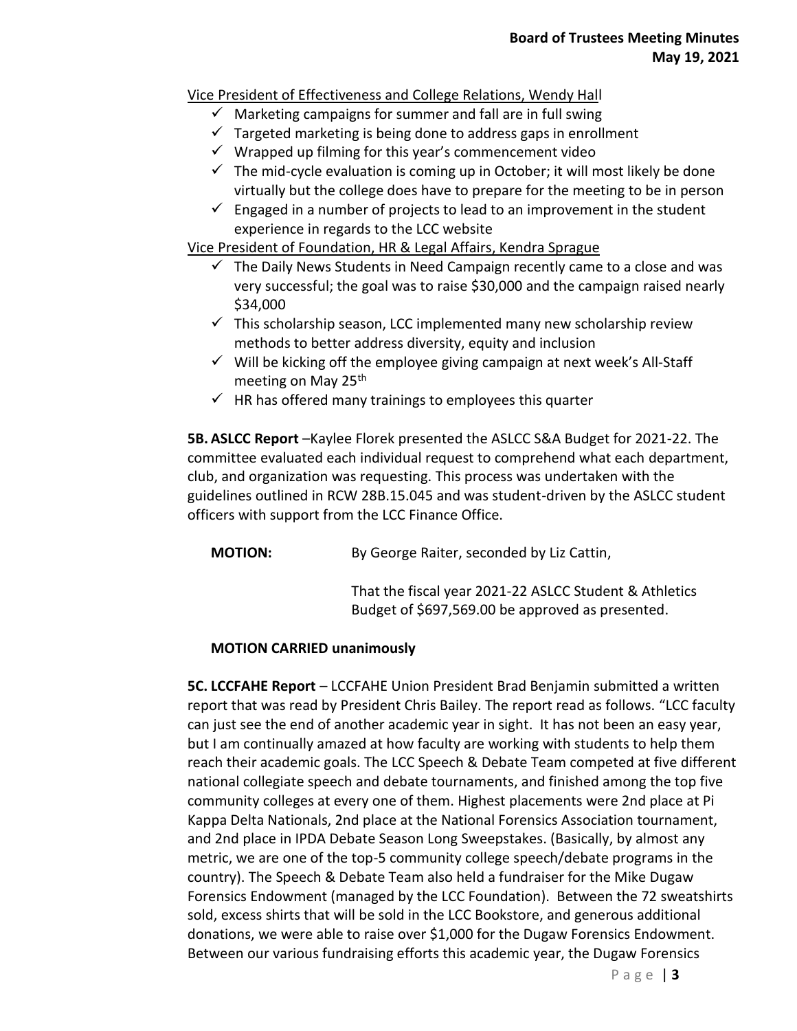Vice President of Effectiveness and College Relations, Wendy Hall

- ✓ Marketing campaigns for summer and fall are in full swing
- ✓ Targeted marketing is being done to address gaps in enrollment
- ✓ Wrapped up filming for this year's commencement video
- ✓ The mid-cycle evaluation is coming up in October; it will most likely be done virtually but the college does have to prepare for the meeting to be in person
- ✓ Engaged in a number of projects to lead to an improvement in the student experience in regards to the LCC website

Vice President of Foundation, HR & Legal Affairs, Kendra Sprague

- ✓ The Daily News Students in Need Campaign recently came to a close and was very successful; the goal was to raise $30,000 and the campaign raised nearly $34,000
- ✓ This scholarship season, LCC implemented many new scholarship review methods to better address diversity, equity and inclusion
- ✓ Will be kicking off the employee giving campaign at next week's All-Staff meeting on May 25th
- ✓ HR has offered many trainings to employees this quarter

**5B. ASLCC Report** –Kaylee Florek presented the ASLCC S&A Budget for 2021-22. The committee evaluated each individual request to comprehend what each department, club, and organization was requesting. This process was undertaken with the guidelines outlined in RCW 28B.15.045 and was student-driven by the ASLCC student officers with support from the LCC Finance Office.

**MOTION:** By George Raiter, seconded by Liz Cattin,

That the fiscal year 2021-22 ASLCC Student & Athletics Budget of $697,569.00 be approved as presented.

**MOTION CARRIED unanimously**

**5C. LCCFAHE Report** – LCCFAHE Union President Brad Benjamin submitted a written report that was read by President Chris Bailey. The report read as follows. "LCC faculty can just see the end of another academic year in sight. It has not been an easy year, but I am continually amazed at how faculty are working with students to help them reach their academic goals. The LCC Speech & Debate Team competed at five different national collegiate speech and debate tournaments, and finished among the top five community colleges at every one of them. Highest placements were 2nd place at Pi Kappa Delta Nationals, 2nd place at the National Forensics Association tournament, and 2nd place in IPDA Debate Season Long Sweepstakes. (Basically, by almost any metric, we are one of the top-5 community college speech/debate programs in the country). The Speech & Debate Team also held a fundraiser for the Mike Dugaw Forensics Endowment (managed by the LCC Foundation). Between the 72 sweatshirts sold, excess shirts that will be sold in the LCC Bookstore, and generous additional donations, we were able to raise over $1,000 for the Dugaw Forensics Endowment. Between our various fundraising efforts this academic year, the Dugaw Forensics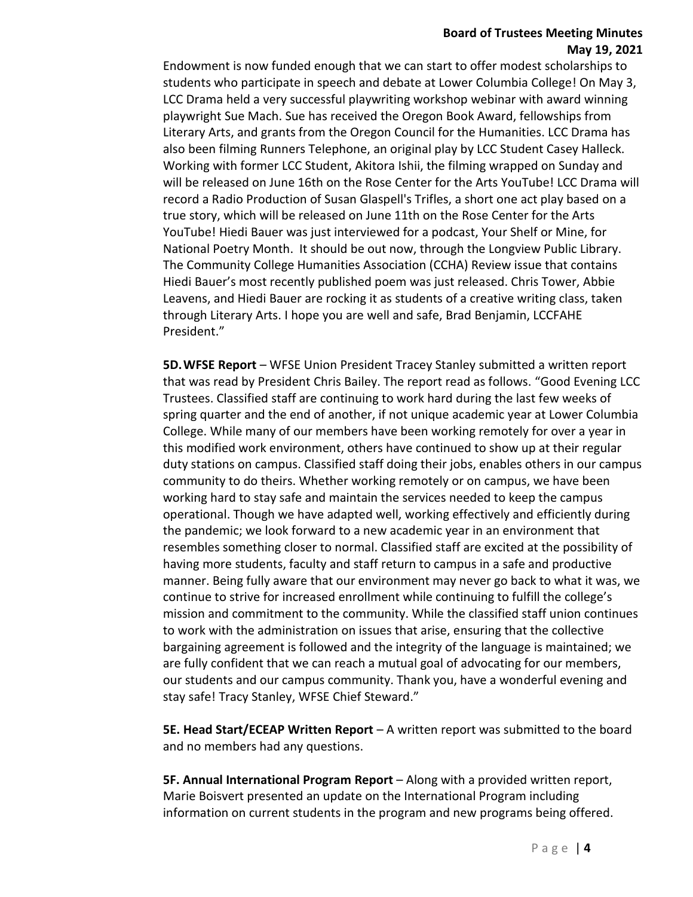Endowment is now funded enough that we can start to offer modest scholarships to students who participate in speech and debate at Lower Columbia College! On May 3, LCC Drama held a very successful playwriting workshop webinar with award winning playwright Sue Mach. Sue has received the Oregon Book Award, fellowships from Literary Arts, and grants from the Oregon Council for the Humanities. LCC Drama has also been filming Runners Telephone, an original play by LCC Student Casey Halleck. Working with former LCC Student, Akitora Ishii, the filming wrapped on Sunday and will be released on June 16th on the Rose Center for the Arts YouTube! LCC Drama will record a Radio Production of Susan Glaspell's Trifles, a short one act play based on a true story, which will be released on June 11th on the Rose Center for the Arts YouTube! Hiedi Bauer was just interviewed for a podcast, Your Shelf or Mine, for National Poetry Month. It should be out now, through the Longview Public Library. The Community College Humanities Association (CCHA) Review issue that contains Hiedi Bauer's most recently published poem was just released. Chris Tower, Abbie Leavens, and Hiedi Bauer are rocking it as students of a creative writing class, taken through Literary Arts. I hope you are well and safe, Brad Benjamin, LCCFAHE President."

**5D. WFSE Report** – WFSE Union President Tracey Stanley submitted a written report that was read by President Chris Bailey. The report read as follows. "Good Evening LCC Trustees. Classified staff are continuing to work hard during the last few weeks of spring quarter and the end of another, if not unique academic year at Lower Columbia College. While many of our members have been working remotely for over a year in this modified work environment, others have continued to show up at their regular duty stations on campus. Classified staff doing their jobs, enables others in our campus community to do theirs. Whether working remotely or on campus, we have been working hard to stay safe and maintain the services needed to keep the campus operational. Though we have adapted well, working effectively and efficiently during the pandemic; we look forward to a new academic year in an environment that resembles something closer to normal. Classified staff are excited at the possibility of having more students, faculty and staff return to campus in a safe and productive manner. Being fully aware that our environment may never go back to what it was, we continue to strive for increased enrollment while continuing to fulfill the college's mission and commitment to the community. While the classified staff union continues to work with the administration on issues that arise, ensuring that the collective bargaining agreement is followed and the integrity of the language is maintained; we are fully confident that we can reach a mutual goal of advocating for our members, our students and our campus community. Thank you, have a wonderful evening and stay safe! Tracy Stanley, WFSE Chief Steward."

**5E. Head Start/ECEAP Written Report** – A written report was submitted to the board and no members had any questions.

**5F. Annual International Program Report** – Along with a provided written report, Marie Boisvert presented an update on the International Program including information on current students in the program and new programs being offered.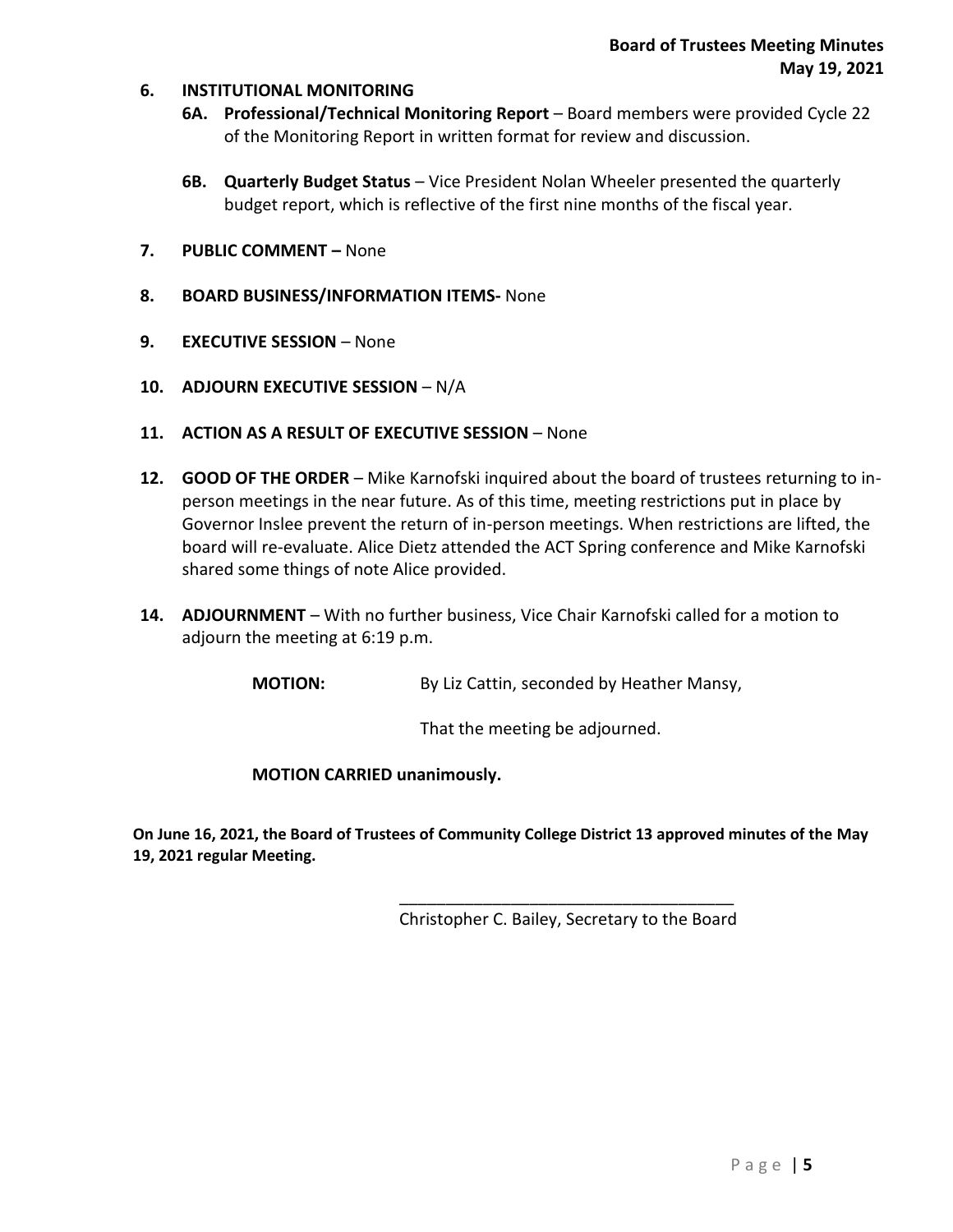6. **INSTITUTIONAL MONITORING**

   **6A. Professional/Technical Monitoring Report** – Board members were provided Cycle 22 of the Monitoring Report in written format for review and discussion.

   **6B. Quarterly Budget Status** – Vice President Nolan Wheeler presented the quarterly budget report, which is reflective of the first nine months of the fiscal year.

7. **PUBLIC COMMENT –** None

8. **BOARD BUSINESS/INFORMATION ITEMS-** None

9. **EXECUTIVE SESSION** – None

10. **ADJOURN EXECUTIVE SESSION** – N/A

11. **ACTION AS A RESULT OF EXECUTIVE SESSION** – None

12. **GOOD OF THE ORDER** – Mike Karnofski inquired about the board of trustees returning to in-person meetings in the near future. As of this time, meeting restrictions put in place by Governor Inslee prevent the return of in-person meetings. When restrictions are lifted, the board will re-evaluate. Alice Dietz attended the ACT Spring conference and Mike Karnofski shared some things of note Alice provided.

14. **ADJOURNMENT** – With no further business, Vice Chair Karnofski called for a motion to adjourn the meeting at 6:19 p.m.

    **MOTION:** By Liz Cattin, seconded by Heather Mansy,

    That the meeting be adjourned.

    **MOTION CARRIED unanimously.**

**On June 16, 2021, the Board of Trustees of Community College District 13 approved minutes of the May 19, 2021 regular Meeting.**

_____________________________________

Christopher C. Bailey, Secretary to the Board